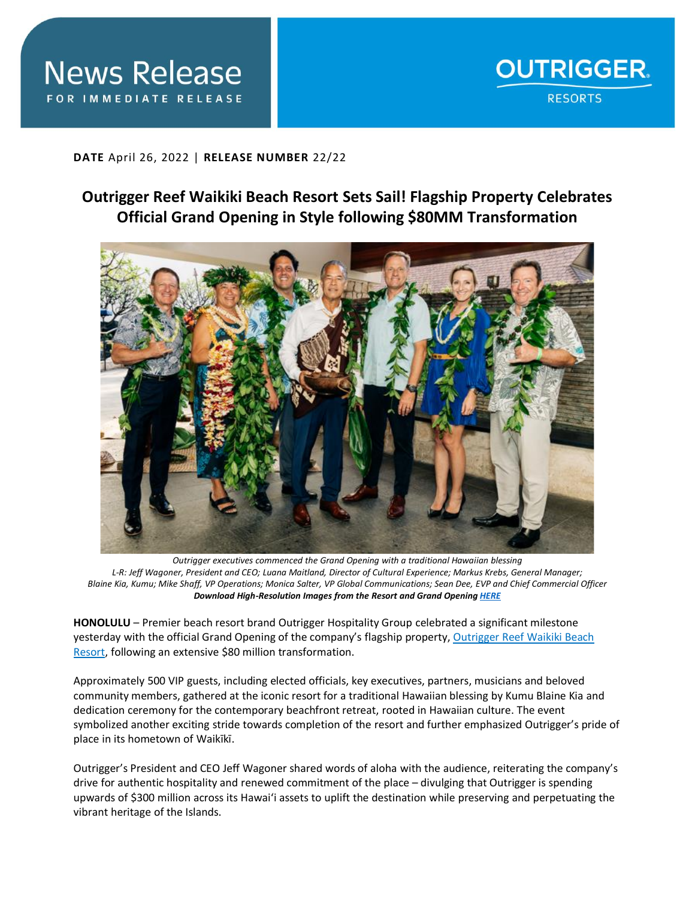# News Release

FOR IMMEDIATE RELEASE

OUTRIGGER RESORTS

**DATE** April 26, 2022 | **RELEASE NUMBER** 22/22

## Outrigger Reef Waikiki Beach Resort Sets Sail! Flagship Property Celebrates Official Grand Opening in Style following $80MM Transformation

*Outrigger executives commenced the Grand Opening with a traditional Hawaiian blessing*
*L-R: Jeff Wagoner, President and CEO; Luana Maitland, Director of Cultural Experience; Markus Krebs, General Manager; Blaine Kia, Kumu; Mike Shaff, VP Operations; Monica Salter, VP Global Communications; Sean Dee, EVP and Chief Commercial Officer*
***Download High-Resolution Images from the Resort and Grand Opening HERE***

**HONOLULU** – Premier beach resort brand Outrigger Hospitality Group celebrated a significant milestone yesterday with the official Grand Opening of the company's flagship property, Outrigger Reef Waikiki Beach Resort, following an extensive $80 million transformation.

Approximately 500 VIP guests, including elected officials, key executives, partners, musicians and beloved community members, gathered at the iconic resort for a traditional Hawaiian blessing by Kumu Blaine Kia and dedication ceremony for the contemporary beachfront retreat, rooted in Hawaiian culture. The event symbolized another exciting stride towards completion of the resort and further emphasized Outrigger's pride of place in its hometown of Waikīkī.

Outrigger's President and CEO Jeff Wagoner shared words of aloha with the audience, reiterating the company's drive for authentic hospitality and renewed commitment of the place – divulging that Outrigger is spending upwards of $300 million across its Hawaiʻi assets to uplift the destination while preserving and perpetuating the vibrant heritage of the Islands.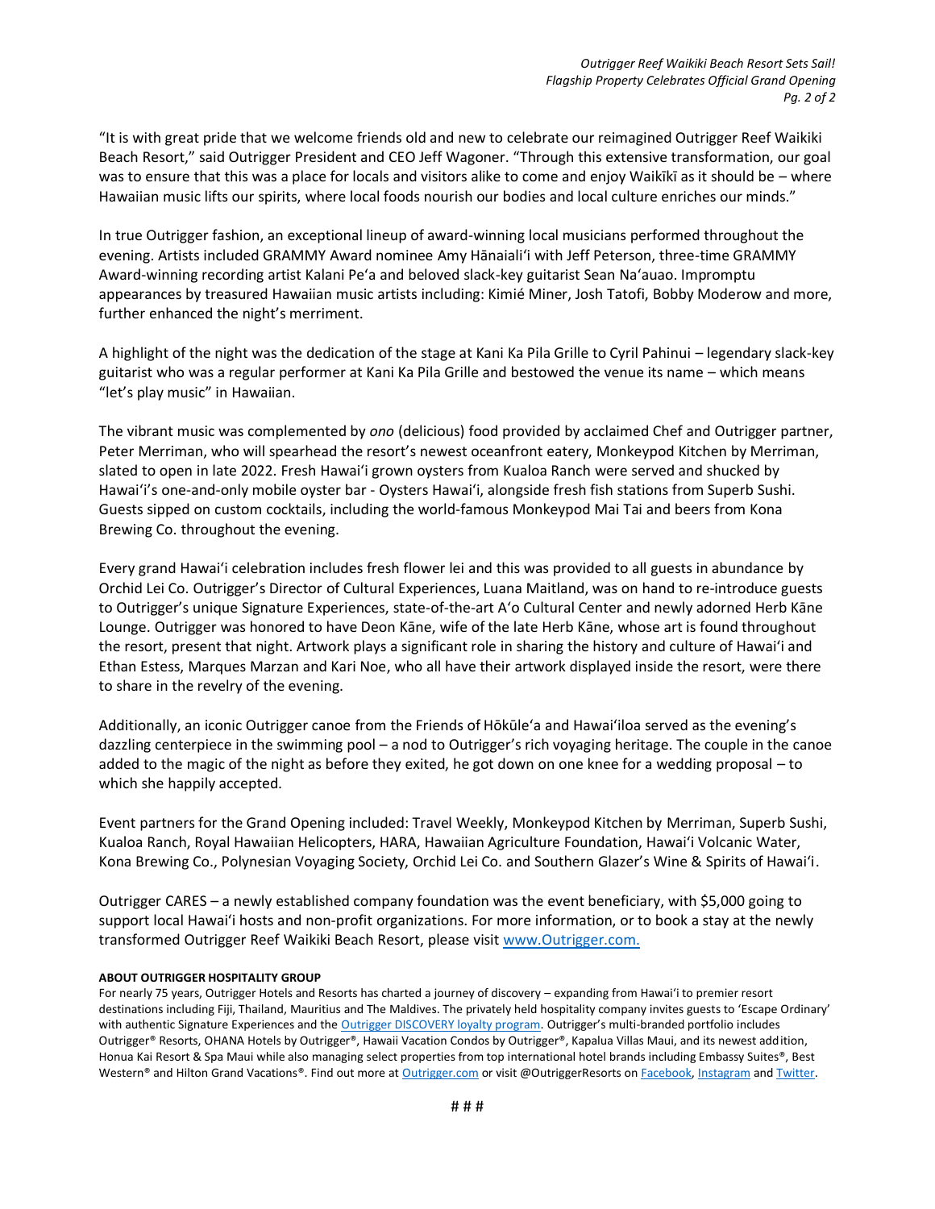"It is with great pride that we welcome friends old and new to celebrate our reimagined Outrigger Reef Waikiki Beach Resort," said Outrigger President and CEO Jeff Wagoner. "Through this extensive transformation, our goal was to ensure that this was a place for locals and visitors alike to come and enjoy Waikīkī as it should be – where Hawaiian music lifts our spirits, where local foods nourish our bodies and local culture enriches our minds."

In true Outrigger fashion, an exceptional lineup of award-winning local musicians performed throughout the evening. Artists included GRAMMY Award nominee Amy Hānaialiʻi with Jeff Peterson, three-time GRAMMY Award-winning recording artist Kalani Peʻa and beloved slack-key guitarist Sean Naʻauao. Impromptu appearances by treasured Hawaiian music artists including: Kimié Miner, Josh Tatofi, Bobby Moderow and more, further enhanced the night's merriment.

A highlight of the night was the dedication of the stage at Kani Ka Pila Grille to Cyril Pahinui – legendary slack-key guitarist who was a regular performer at Kani Ka Pila Grille and bestowed the venue its name – which means "let's play music" in Hawaiian.

The vibrant music was complemented by *ono* (delicious) food provided by acclaimed Chef and Outrigger partner, Peter Merriman, who will spearhead the resort's newest oceanfront eatery, Monkeypod Kitchen by Merriman, slated to open in late 2022. Fresh Hawaiʻi grown oysters from Kualoa Ranch were served and shucked by Hawaiʻi's one-and-only mobile oyster bar - Oysters Hawaiʻi, alongside fresh fish stations from Superb Sushi. Guests sipped on custom cocktails, including the world-famous Monkeypod Mai Tai and beers from Kona Brewing Co. throughout the evening.

Every grand Hawaiʻi celebration includes fresh flower lei and this was provided to all guests in abundance by Orchid Lei Co. Outrigger's Director of Cultural Experiences, Luana Maitland, was on hand to re-introduce guests to Outrigger's unique Signature Experiences, state-of-the-art Aʻo Cultural Center and newly adorned Herb Kāne Lounge. Outrigger was honored to have Deon Kāne, wife of the late Herb Kāne, whose art is found throughout the resort, present that night. Artwork plays a significant role in sharing the history and culture of Hawaiʻi and Ethan Estess, Marques Marzan and Kari Noe, who all have their artwork displayed inside the resort, were there to share in the revelry of the evening.

Additionally, an iconic Outrigger canoe from the Friends of Hōkūleʻa and Hawaiʻiloa served as the evening's dazzling centerpiece in the swimming pool – a nod to Outrigger's rich voyaging heritage. The couple in the canoe added to the magic of the night as before they exited, he got down on one knee for a wedding proposal – to which she happily accepted.

Event partners for the Grand Opening included: Travel Weekly, Monkeypod Kitchen by Merriman, Superb Sushi, Kualoa Ranch, Royal Hawaiian Helicopters, HARA, Hawaiian Agriculture Foundation, Hawaiʻi Volcanic Water, Kona Brewing Co., Polynesian Voyaging Society, Orchid Lei Co. and Southern Glazer's Wine & Spirits of Hawaiʻi.

Outrigger CARES – a newly established company foundation was the event beneficiary, with $5,000 going to support local Hawaiʻi hosts and non-profit organizations. For more information, or to book a stay at the newly transformed Outrigger Reef Waikiki Beach Resort, please visit www.Outrigger.com.

**ABOUT OUTRIGGER HOSPITALITY GROUP**

For nearly 75 years, Outrigger Hotels and Resorts has charted a journey of discovery – expanding from Hawaiʻi to premier resort destinations including Fiji, Thailand, Mauritius and The Maldives. The privately held hospitality company invites guests to 'Escape Ordinary' with authentic Signature Experiences and the Outrigger DISCOVERY loyalty program. Outrigger's multi-branded portfolio includes Outrigger® Resorts, OHANA Hotels by Outrigger®, Hawaii Vacation Condos by Outrigger®, Kapalua Villas Maui, and its newest addition, Honua Kai Resort & Spa Maui while also managing select properties from top international hotel brands including Embassy Suites®, Best Western® and Hilton Grand Vacations®. Find out more at Outrigger.com or visit @OutriggerResorts on Facebook, Instagram and Twitter.

# # #